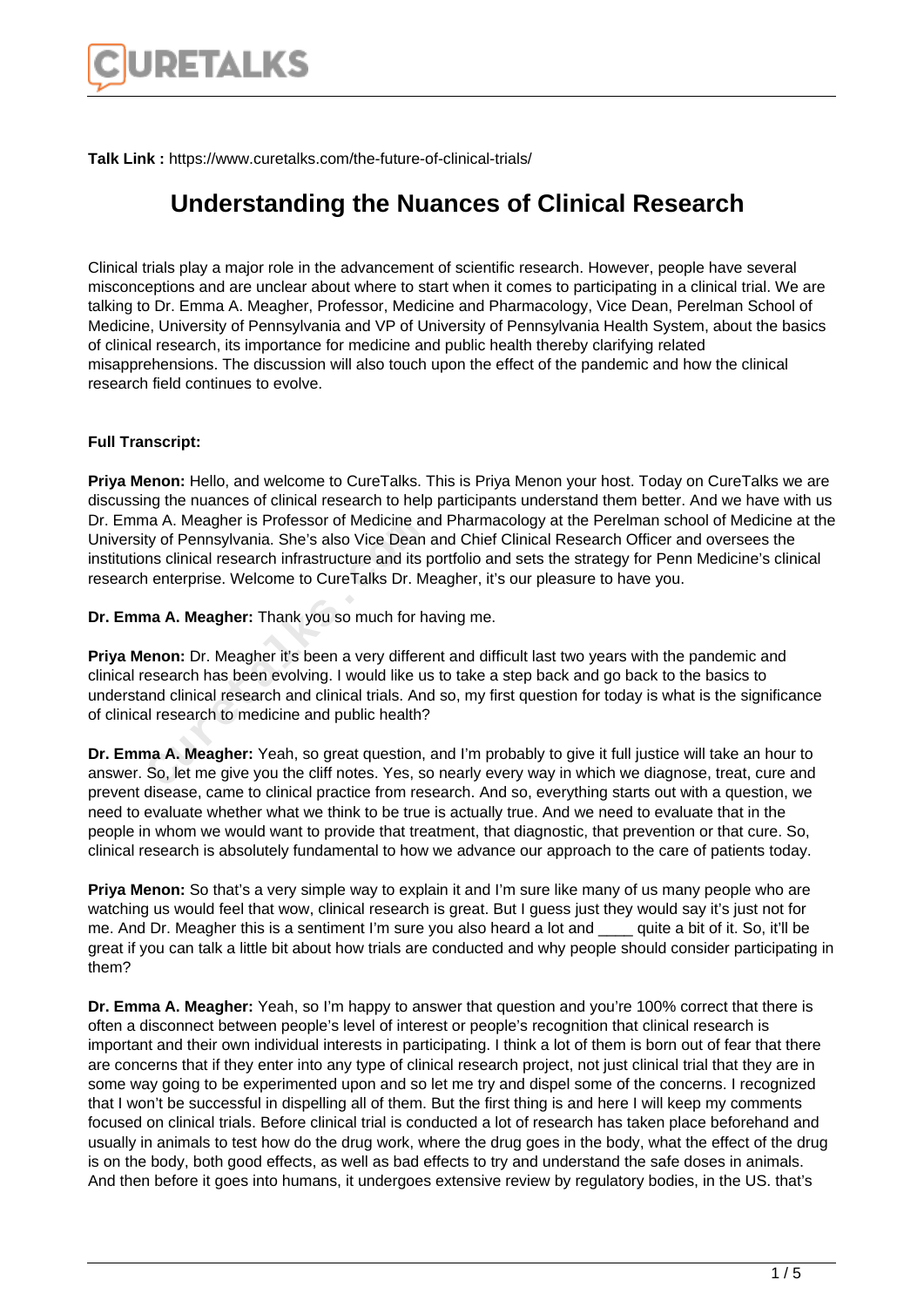**Talk Link :** https://www.curetalks.com/the-future-of-clinical-trials/

# Understanding the Nuances of Clinical Research

Clinical trials play a major role in the advancement of scientific research. However, people have several misconceptions and are unclear about where to start when it comes to participating in a clinical trial. We are talking to Dr. Emma A. Meagher, Professor, Medicine and Pharmacology, Vice Dean, Perelman School of Medicine, University of Pennsylvania and VP of University of Pennsylvania Health System, about the basics of clinical research, its importance for medicine and public health thereby clarifying related misapprehensions. The discussion will also touch upon the effect of the pandemic and how the clinical research field continues to evolve.

**Full Transcript:**

**Priya Menon:** Hello, and welcome to CureTalks. This is Priya Menon your host. Today on CureTalks we are discussing the nuances of clinical research to help participants understand them better. And we have with us Dr. Emma A. Meagher is Professor of Medicine and Pharmacology at the Perelman school of Medicine at the University of Pennsylvania. She's also Vice Dean and Chief Clinical Research Officer and oversees the institutions clinical research infrastructure and its portfolio and sets the strategy for Penn Medicine's clinical research enterprise. Welcome to CureTalks Dr. Meagher, it's our pleasure to have you.

**Dr. Emma A. Meagher:** Thank you so much for having me.

**Priya Menon:** Dr. Meagher it's been a very different and difficult last two years with the pandemic and clinical research has been evolving. I would like us to take a step back and go back to the basics to understand clinical research and clinical trials. And so, my first question for today is what is the significance of clinical research to medicine and public health?

**Dr. Emma A. Meagher:** Yeah, so great question, and I'm probably to give it full justice will take an hour to answer. So, let me give you the cliff notes. Yes, so nearly every way in which we diagnose, treat, cure and prevent disease, came to clinical practice from research. And so, everything starts out with a question, we need to evaluate whether what we think to be true is actually true. And we need to evaluate that in the people in whom we would want to provide that treatment, that diagnostic, that prevention or that cure. So, clinical research is absolutely fundamental to how we advance our approach to the care of patients today.

**Priya Menon:** So that's a very simple way to explain it and I'm sure like many of us many people who are watching us would feel that wow, clinical research is great. But I guess just they would say it's just not for me. And Dr. Meagher this is a sentiment I'm sure you also heard a lot and ____ quite a bit of it. So, it'll be great if you can talk a little bit about how trials are conducted and why people should consider participating in them?

**Dr. Emma A. Meagher:** Yeah, so I'm happy to answer that question and you're 100% correct that there is often a disconnect between people's level of interest or people's recognition that clinical research is important and their own individual interests in participating. I think a lot of them is born out of fear that there are concerns that if they enter into any type of clinical research project, not just clinical trial that they are in some way going to be experimented upon and so let me try and dispel some of the concerns. I recognized that I won't be successful in dispelling all of them. But the first thing is and here I will keep my comments focused on clinical trials. Before clinical trial is conducted a lot of research has taken place beforehand and usually in animals to test how do the drug work, where the drug goes in the body, what the effect of the drug is on the body, both good effects, as well as bad effects to try and understand the safe doses in animals. And then before it goes into humans, it undergoes extensive review by regulatory bodies, in the US. that's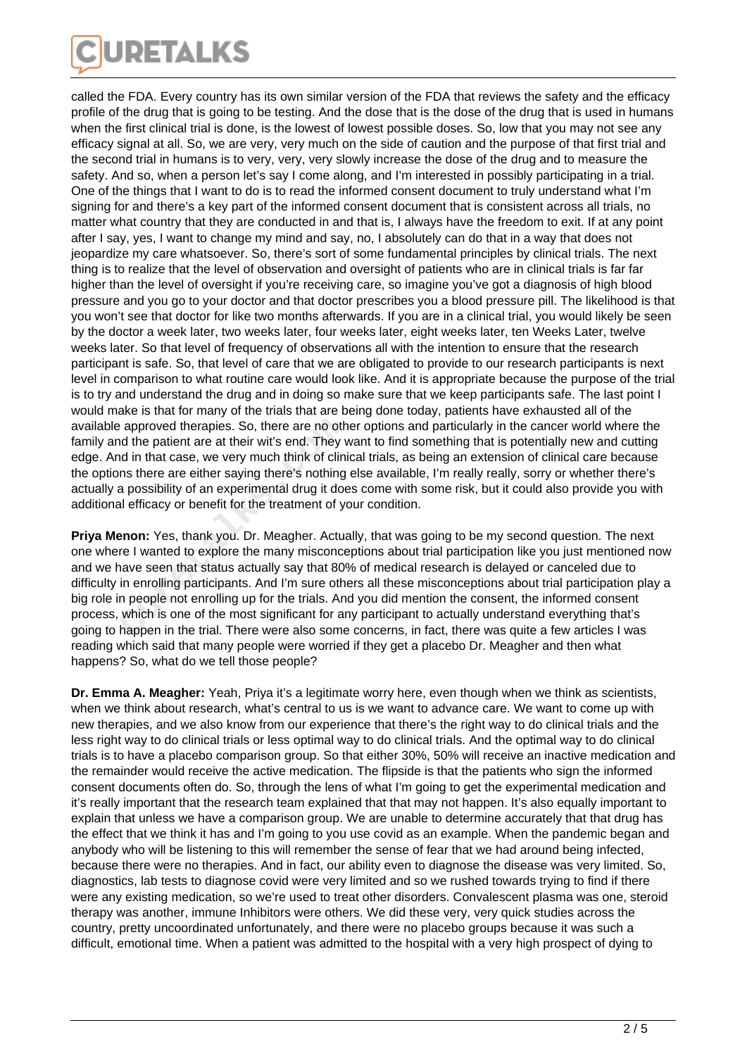called the FDA. Every country has its own similar version of the FDA that reviews the safety and the efficacy profile of the drug that is going to be testing. And the dose that is the dose of the drug that is used in humans when the first clinical trial is done, is the lowest of lowest possible doses. So, low that you may not see any efficacy signal at all. So, we are very, very much on the side of caution and the purpose of that first trial and the second trial in humans is to very, very, very slowly increase the dose of the drug and to measure the safety. And so, when a person let's say I come along, and I'm interested in possibly participating in a trial. One of the things that I want to do is to read the informed consent document to truly understand what I'm signing for and there's a key part of the informed consent document that is consistent across all trials, no matter what country that they are conducted in and that is, I always have the freedom to exit. If at any point after I say, yes, I want to change my mind and say, no, I absolutely can do that in a way that does not jeopardize my care whatsoever. So, there's sort of some fundamental principles by clinical trials. The next thing is to realize that the level of observation and oversight of patients who are in clinical trials is far far higher than the level of oversight if you're receiving care, so imagine you've got a diagnosis of high blood pressure and you go to your doctor and that doctor prescribes you a blood pressure pill. The likelihood is that you won't see that doctor for like two months afterwards. If you are in a clinical trial, you would likely be seen by the doctor a week later, two weeks later, four weeks later, eight weeks later, ten Weeks Later, twelve weeks later. So that level of frequency of observations all with the intention to ensure that the research participant is safe. So, that level of care that we are obligated to provide to our research participants is next level in comparison to what routine care would look like. And it is appropriate because the purpose of the trial is to try and understand the drug and in doing so make sure that we keep participants safe. The last point I would make is that for many of the trials that are being done today, patients have exhausted all of the available approved therapies. So, there are no other options and particularly in the cancer world where the family and the patient are at their wit's end. They want to find something that is potentially new and cutting edge. And in that case, we very much think of clinical trials, as being an extension of clinical care because the options there are either saying there's nothing else available, I'm really really, sorry or whether there's actually a possibility of an experimental drug it does come with some risk, but it could also provide you with additional efficacy or benefit for the treatment of your condition.

**Priya Menon:** Yes, thank you. Dr. Meagher. Actually, that was going to be my second question. The next one where I wanted to explore the many misconceptions about trial participation like you just mentioned now and we have seen that status actually say that 80% of medical research is delayed or canceled due to difficulty in enrolling participants. And I'm sure others all these misconceptions about trial participation play a big role in people not enrolling up for the trials. And you did mention the consent, the informed consent process, which is one of the most significant for any participant to actually understand everything that's going to happen in the trial. There were also some concerns, in fact, there was quite a few articles I was reading which said that many people were worried if they get a placebo Dr. Meagher and then what happens? So, what do we tell those people?

**Dr. Emma A. Meagher:** Yeah, Priya it's a legitimate worry here, even though when we think as scientists, when we think about research, what's central to us is we want to advance care. We want to come up with new therapies, and we also know from our experience that there's the right way to do clinical trials and the less right way to do clinical trials or less optimal way to do clinical trials. And the optimal way to do clinical trials is to have a placebo comparison group. So that either 30%, 50% will receive an inactive medication and the remainder would receive the active medication. The flipside is that the patients who sign the informed consent documents often do. So, through the lens of what I'm going to get the experimental medication and it's really important that the research team explained that that may not happen. It's also equally important to explain that unless we have a comparison group. We are unable to determine accurately that that drug has the effect that we think it has and I'm going to you use covid as an example. When the pandemic began and anybody who will be listening to this will remember the sense of fear that we had around being infected, because there were no therapies. And in fact, our ability even to diagnose the disease was very limited. So, diagnostics, lab tests to diagnose covid were very limited and so we rushed towards trying to find if there were any existing medication, so we're used to treat other disorders. Convalescent plasma was one, steroid therapy was another, immune Inhibitors were others. We did these very, very quick studies across the country, pretty uncoordinated unfortunately, and there were no placebo groups because it was such a difficult, emotional time. When a patient was admitted to the hospital with a very high prospect of dying to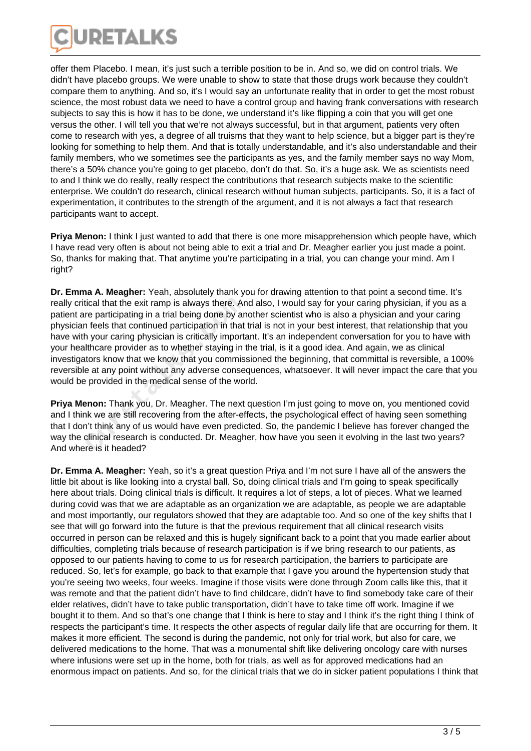offer them Placebo. I mean, it's just such a terrible position to be in. And so, we did on control trials. We didn't have placebo groups. We were unable to show to state that those drugs work because they couldn't compare them to anything. And so, it's I would say an unfortunate reality that in order to get the most robust science, the most robust data we need to have a control group and having frank conversations with research subjects to say this is how it has to be done, we understand it's like flipping a coin that you will get one versus the other. I will tell you that we're not always successful, but in that argument, patients very often come to research with yes, a degree of all truisms that they want to help science, but a bigger part is they're looking for something to help them. And that is totally understandable, and it's also understandable and their family members, who we sometimes see the participants as yes, and the family member says no way Mom, there's a 50% chance you're going to get placebo, don't do that. So, it's a huge ask. We as scientists need to and I think we do really, really respect the contributions that research subjects make to the scientific enterprise. We couldn't do research, clinical research without human subjects, participants. So, it is a fact of experimentation, it contributes to the strength of the argument, and it is not always a fact that research participants want to accept.

**Priya Menon:** I think I just wanted to add that there is one more misapprehension which people have, which I have read very often is about not being able to exit a trial and Dr. Meagher earlier you just made a point. So, thanks for making that. That anytime you're participating in a trial, you can change your mind. Am I right?

**Dr. Emma A. Meagher:** Yeah, absolutely thank you for drawing attention to that point a second time. It's really critical that the exit ramp is always there. And also, I would say for your caring physician, if you as a patient are participating in a trial being done by another scientist who is also a physician and your caring physician feels that continued participation in that trial is not in your best interest, that relationship that you have with your caring physician is critically important. It's an independent conversation for you to have with your healthcare provider as to whether staying in the trial, is it a good idea. And again, we as clinical investigators know that we know that you commissioned the beginning, that committal is reversible, a 100% reversible at any point without any adverse consequences, whatsoever. It will never impact the care that you would be provided in the medical sense of the world.

**Priya Menon:** Thank you, Dr. Meagher. The next question I'm just going to move on, you mentioned covid and I think we are still recovering from the after-effects, the psychological effect of having seen something that I don't think any of us would have even predicted. So, the pandemic I believe has forever changed the way the clinical research is conducted. Dr. Meagher, how have you seen it evolving in the last two years? And where is it headed?

**Dr. Emma A. Meagher:** Yeah, so it's a great question Priya and I'm not sure I have all of the answers the little bit about is like looking into a crystal ball. So, doing clinical trials and I'm going to speak specifically here about trials. Doing clinical trials is difficult. It requires a lot of steps, a lot of pieces. What we learned during covid was that we are adaptable as an organization we are adaptable, as people we are adaptable and most importantly, our regulators showed that they are adaptable too. And so one of the key shifts that I see that will go forward into the future is that the previous requirement that all clinical research visits occurred in person can be relaxed and this is hugely significant back to a point that you made earlier about difficulties, completing trials because of research participation is if we bring research to our patients, as opposed to our patients having to come to us for research participation, the barriers to participate are reduced. So, let's for example, go back to that example that I gave you around the hypertension study that you're seeing two weeks, four weeks. Imagine if those visits were done through Zoom calls like this, that it was remote and that the patient didn't have to find childcare, didn't have to find somebody take care of their elder relatives, didn't have to take public transportation, didn't have to take time off work. Imagine if we bought it to them. And so that's one change that I think is here to stay and I think it's the right thing I think of respects the participant's time. It respects the other aspects of regular daily life that are occurring for them. It makes it more efficient. The second is during the pandemic, not only for trial work, but also for care, we delivered medications to the home. That was a monumental shift like delivering oncology care with nurses where infusions were set up in the home, both for trials, as well as for approved medications had an enormous impact on patients. And so, for the clinical trials that we do in sicker patient populations I think that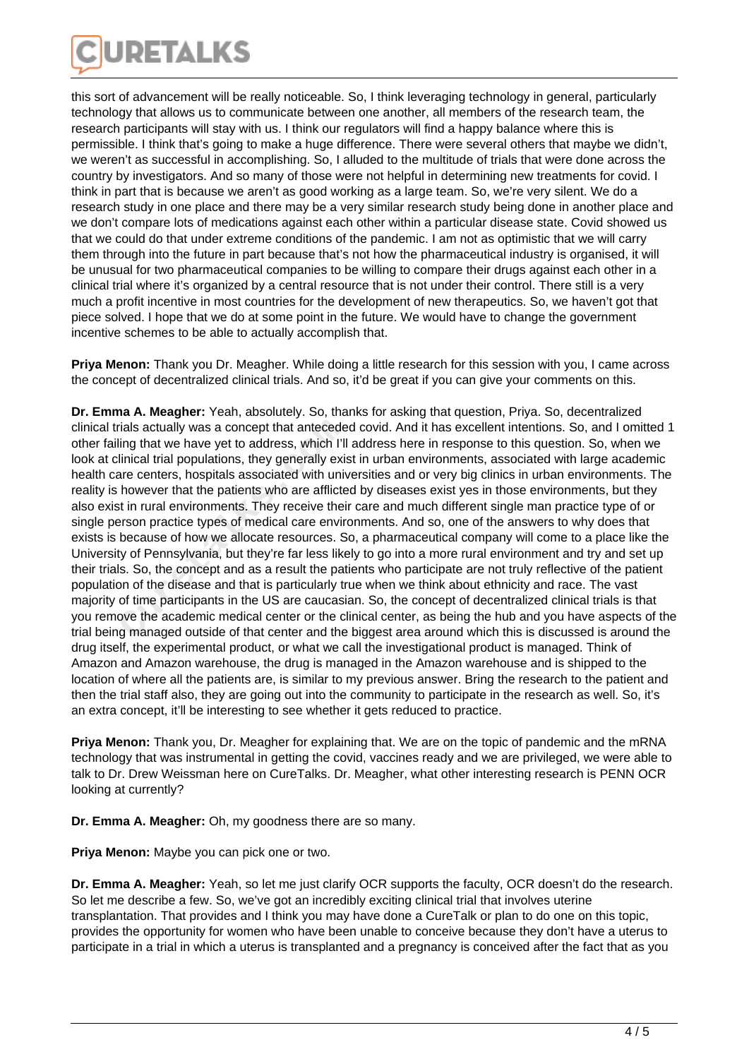this sort of advancement will be really noticeable. So, I think leveraging technology in general, particularly technology that allows us to communicate between one another, all members of the research team, the research participants will stay with us. I think our regulators will find a happy balance where this is permissible. I think that's going to make a huge difference. There were several others that maybe we didn't, we weren't as successful in accomplishing. So, I alluded to the multitude of trials that were done across the country by investigators. And so many of those were not helpful in determining new treatments for covid. I think in part that is because we aren't as good working as a large team. So, we're very silent. We do a research study in one place and there may be a very similar research study being done in another place and we don't compare lots of medications against each other within a particular disease state. Covid showed us that we could do that under extreme conditions of the pandemic. I am not as optimistic that we will carry them through into the future in part because that's not how the pharmaceutical industry is organised, it will be unusual for two pharmaceutical companies to be willing to compare their drugs against each other in a clinical trial where it's organized by a central resource that is not under their control. There still is a very much a profit incentive in most countries for the development of new therapeutics. So, we haven't got that piece solved. I hope that we do at some point in the future. We would have to change the government incentive schemes to be able to actually accomplish that.

**Priya Menon:** Thank you Dr. Meagher. While doing a little research for this session with you, I came across the concept of decentralized clinical trials. And so, it'd be great if you can give your comments on this.

**Dr. Emma A. Meagher:** Yeah, absolutely. So, thanks for asking that question, Priya. So, decentralized clinical trials actually was a concept that anteceded covid. And it has excellent intentions. So, and I omitted 1 other failing that we have yet to address, which I'll address here in response to this question. So, when we look at clinical trial populations, they generally exist in urban environments, associated with large academic health care centers, hospitals associated with universities and or very big clinics in urban environments. The reality is however that the patients who are afflicted by diseases exist yes in those environments, but they also exist in rural environments. They receive their care and much different single man practice type of or single person practice types of medical care environments. And so, one of the answers to why does that exists is because of how we allocate resources. So, a pharmaceutical company will come to a place like the University of Pennsylvania, but they're far less likely to go into a more rural environment and try and set up their trials. So, the concept and as a result the patients who participate are not truly reflective of the patient population of the disease and that is particularly true when we think about ethnicity and race. The vast majority of time participants in the US are caucasian. So, the concept of decentralized clinical trials is that you remove the academic medical center or the clinical center, as being the hub and you have aspects of the trial being managed outside of that center and the biggest area around which this is discussed is around the drug itself, the experimental product, or what we call the investigational product is managed. Think of Amazon and Amazon warehouse, the drug is managed in the Amazon warehouse and is shipped to the location of where all the patients are, is similar to my previous answer. Bring the research to the patient and then the trial staff also, they are going out into the community to participate in the research as well. So, it's an extra concept, it'll be interesting to see whether it gets reduced to practice.

**Priya Menon:** Thank you, Dr. Meagher for explaining that. We are on the topic of pandemic and the mRNA technology that was instrumental in getting the covid, vaccines ready and we are privileged, we were able to talk to Dr. Drew Weissman here on CureTalks. Dr. Meagher, what other interesting research is PENN OCR looking at currently?

**Dr. Emma A. Meagher:** Oh, my goodness there are so many.

**Priya Menon:** Maybe you can pick one or two.

**Dr. Emma A. Meagher:** Yeah, so let me just clarify OCR supports the faculty, OCR doesn't do the research. So let me describe a few. So, we've got an incredibly exciting clinical trial that involves uterine transplantation. That provides and I think you may have done a CureTalk or plan to do one on this topic, provides the opportunity for women who have been unable to conceive because they don't have a uterus to participate in a trial in which a uterus is transplanted and a pregnancy is conceived after the fact that as you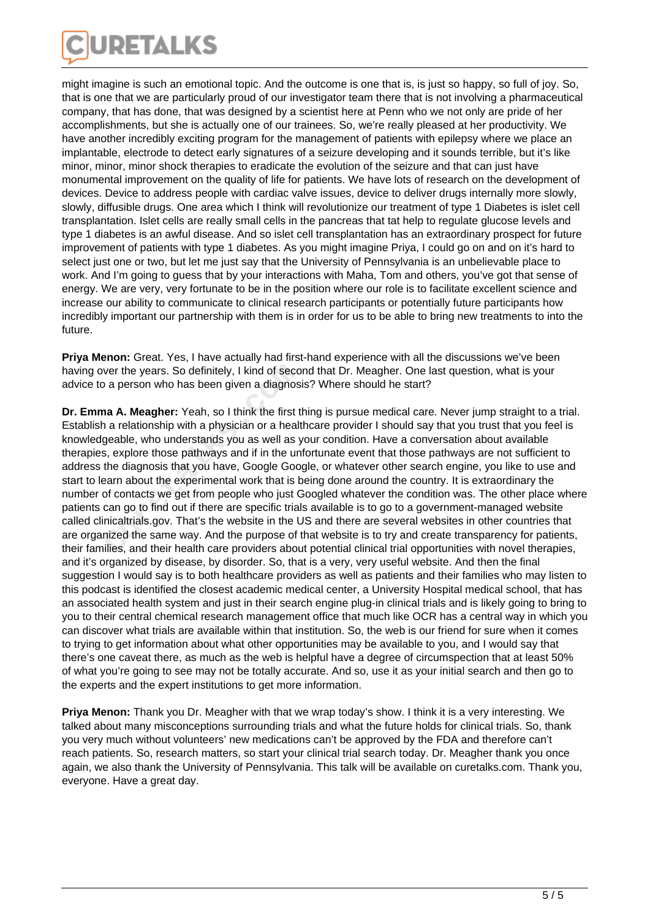might imagine is such an emotional topic. And the outcome is one that is, is just so happy, so full of joy. So, that is one that we are particularly proud of our investigator team there that is not involving a pharmaceutical company, that has done, that was designed by a scientist here at Penn who we not only are pride of her accomplishments, but she is actually one of our trainees. So, we're really pleased at her productivity. We have another incredibly exciting program for the management of patients with epilepsy where we place an implantable, electrode to detect early signatures of a seizure developing and it sounds terrible, but it's like minor, minor, minor shock therapies to eradicate the evolution of the seizure and that can just have monumental improvement on the quality of life for patients. We have lots of research on the development of devices. Device to address people with cardiac valve issues, device to deliver drugs internally more slowly, slowly, diffusible drugs. One area which I think will revolutionize our treatment of type 1 Diabetes is islet cell transplantation. Islet cells are really small cells in the pancreas that tat help to regulate glucose levels and type 1 diabetes is an awful disease. And so islet cell transplantation has an extraordinary prospect for future improvement of patients with type 1 diabetes. As you might imagine Priya, I could go on and on it's hard to select just one or two, but let me just say that the University of Pennsylvania is an unbelievable place to work. And I'm going to guess that by your interactions with Maha, Tom and others, you've got that sense of energy. We are very, very fortunate to be in the position where our role is to facilitate excellent science and increase our ability to communicate to clinical research participants or potentially future participants how incredibly important our partnership with them is in order for us to be able to bring new treatments to into the future.

**Priya Menon:** Great. Yes, I have actually had first-hand experience with all the discussions we've been having over the years. So definitely, I kind of second that Dr. Meagher. One last question, what is your advice to a person who has been given a diagnosis? Where should he start?

**Dr. Emma A. Meagher:** Yeah, so I think the first thing is pursue medical care. Never jump straight to a trial. Establish a relationship with a physician or a healthcare provider I should say that you trust that you feel is knowledgeable, who understands you as well as your condition. Have a conversation about available therapies, explore those pathways and if in the unfortunate event that those pathways are not sufficient to address the diagnosis that you have, Google Google, or whatever other search engine, you like to use and start to learn about the experimental work that is being done around the country. It is extraordinary the number of contacts we get from people who just Googled whatever the condition was. The other place where patients can go to find out if there are specific trials available is to go to a government-managed website called clinicaltrials.gov. That's the website in the US and there are several websites in other countries that are organized the same way. And the purpose of that website is to try and create transparency for patients, their families, and their health care providers about potential clinical trial opportunities with novel therapies, and it's organized by disease, by disorder. So, that is a very, very useful website. And then the final suggestion I would say is to both healthcare providers as well as patients and their families who may listen to this podcast is identified the closest academic medical center, a University Hospital medical school, that has an associated health system and just in their search engine plug-in clinical trials and is likely going to bring to you to their central chemical research management office that much like OCR has a central way in which you can discover what trials are available within that institution. So, the web is our friend for sure when it comes to trying to get information about what other opportunities may be available to you, and I would say that there's one caveat there, as much as the web is helpful have a degree of circumspection that at least 50% of what you're going to see may not be totally accurate. And so, use it as your initial search and then go to the experts and the expert institutions to get more information.

**Priya Menon:** Thank you Dr. Meagher with that we wrap today's show. I think it is a very interesting. We talked about many misconceptions surrounding trials and what the future holds for clinical trials. So, thank you very much without volunteers' new medications can't be approved by the FDA and therefore can't reach patients. So, research matters, so start your clinical trial search today. Dr. Meagher thank you once again, we also thank the University of Pennsylvania. This talk will be available on curetalks.com. Thank you, everyone. Have a great day.